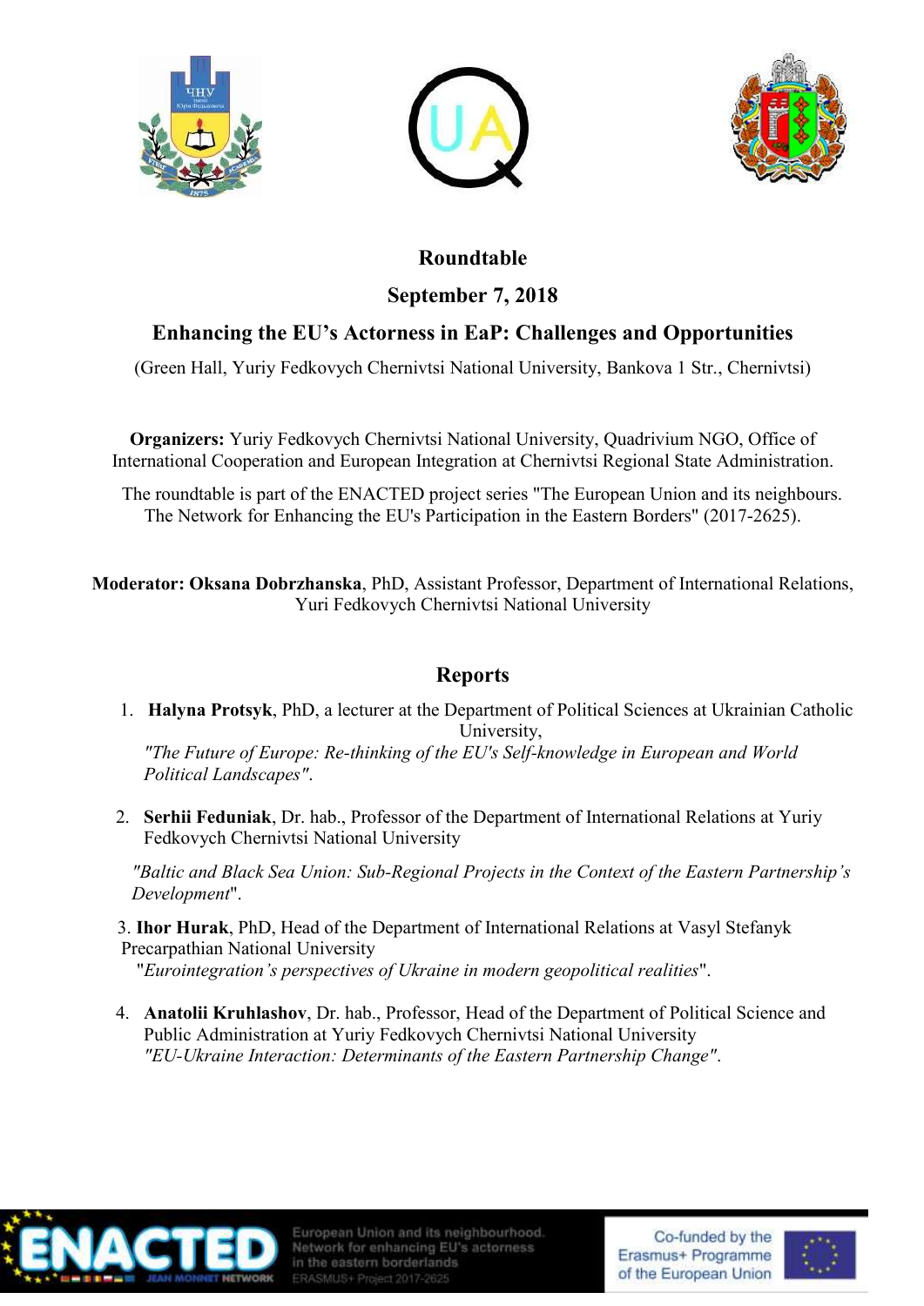# Roundtable

## September 7, 2018

## Enhancing the EU's Actorness in EaP: Challenges and Opportunities

(Green Hall, Yuriy Fedkovych Chernivtsi National University, Bankova 1 Str., Chernivtsi)

**Organizers:** Yuriy Fedkovych Chernivtsi National University, Quadrivium NGO, Office of International Cooperation and European Integration at Chernivtsi Regional State Administration.

The roundtable is part of the ENACTED project series "The European Union and its neighbours. The Network for Enhancing the EU's Participation in the Eastern Borders" (2017-2625).

**Moderator: Oksana Dobrzhanska**, PhD, Assistant Professor, Department of International Relations, Yuri Fedkovych Chernivtsi National University

## Reports

1. **Halyna Protsyk**, PhD, a lecturer at the Department of Political Sciences at Ukrainian Catholic University,
   *"The Future of Europe: Re-thinking of the EU's Self-knowledge in European and World Political Landscapes"*.

2. **Serhii Feduniak**, Dr. hab., Professor of the Department of International Relations at Yuriy Fedkovych Chernivtsi National University
   *"Baltic and Black Sea Union: Sub-Regional Projects in the Context of the Eastern Partnership's Development*".

3. **Ihor Hurak**, PhD, Head of the Department of International Relations at Vasyl Stefanyk Precarpathian National University
   "*Eurointegration's perspectives of Ukraine in modern geopolitical realities*".

4. **Anatolii Kruhlashov**, Dr. hab., Professor, Head of the Department of Political Science and Public Administration at Yuriy Fedkovych Chernivtsi National University
   *"EU-Ukraine Interaction: Determinants of the Eastern Partnership Change"*.

ENACTED JEAN MONNET NETWORK — European Union and its neighbourhood. Network for enhancing EU's actorness in the eastern borderlands ERASMUS+ Project 2017-2625

Co-funded by the Erasmus+ Programme of the European Union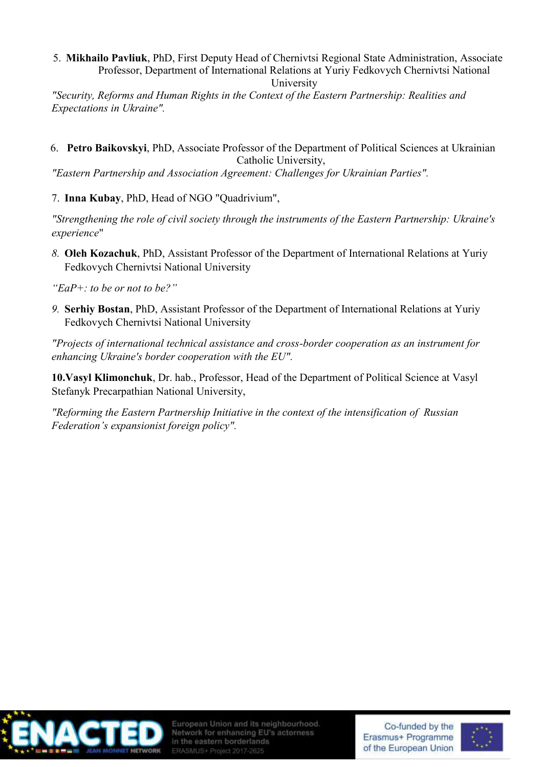5. **Mikhailo Pavliuk**, PhD, First Deputy Head of Chernivtsi Regional State Administration, Associate Professor, Department of International Relations at Yuriy Fedkovych Chernivtsi National University

*"Security, Reforms and Human Rights in the Context of the Eastern Partnership: Realities and Expectations in Ukraine".*

6. **Petro Baikovskyi**, PhD, Associate Professor of the Department of Political Sciences at Ukrainian Catholic University,

*"Eastern Partnership and Association Agreement: Challenges for Ukrainian Parties".*

7. **Inna Kubay**, PhD, Head of NGO "Quadrivium",

*"Strengthening the role of civil society through the instruments of the Eastern Partnership: Ukraine's experience*"

8. **Oleh Kozachuk**, PhD, Assistant Professor of the Department of International Relations at Yuriy Fedkovych Chernivtsi National University

*"EaP+: to be or not to be?"*

9. **Serhiy Bostan**, PhD, Assistant Professor of the Department of International Relations at Yuriy Fedkovych Chernivtsi National University

*"Projects of international technical assistance and cross-border cooperation as an instrument for enhancing Ukraine's border cooperation with the EU".*

10. **Vasyl Klimonchuk**, Dr. hab., Professor, Head of the Department of Political Science at Vasyl Stefanyk Precarpathian National University,

*"Reforming the Eastern Partnership Initiative in the context of the intensification of Russian Federation's expansionist foreign policy".*

ENACTED JEAN MONNET NETWORK

European Union and its neighbourhood. Network for enhancing EU's actorness in the eastern borderlands ERASMUS+ Project 2017-2625

Co-funded by the Erasmus+ Programme of the European Union